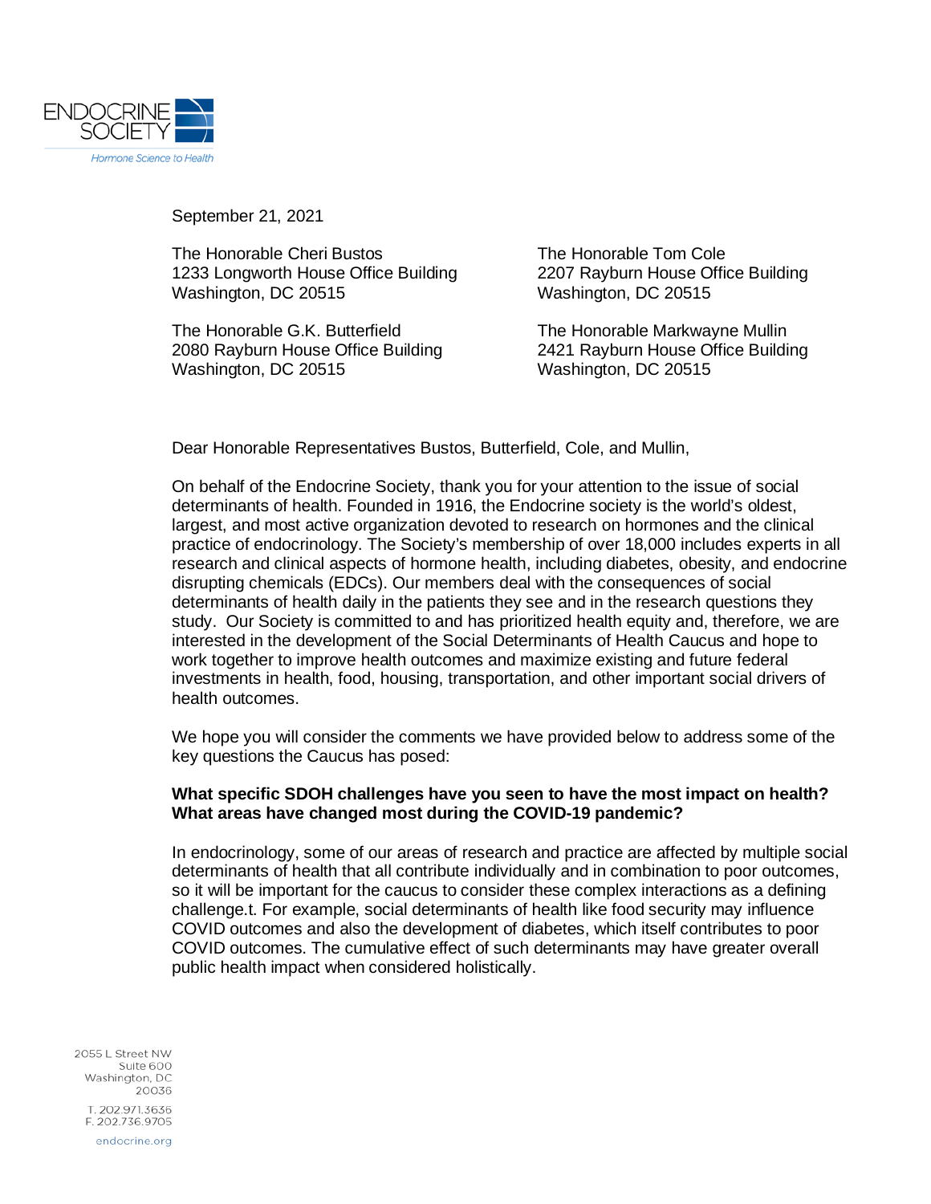ENDOCRINE SOCIETY

*Hormone Science to Health*

September 21, 2021

The Honorable Cheri Bustos
1233 Longworth House Office Building
Washington, DC 20515

The Honorable G.K. Butterfield
2080 Rayburn House Office Building
Washington, DC 20515

The Honorable Tom Cole
2207 Rayburn House Office Building
Washington, DC 20515

The Honorable Markwayne Mullin
2421 Rayburn House Office Building
Washington, DC 20515

Dear Honorable Representatives Bustos, Butterfield, Cole, and Mullin,

On behalf of the Endocrine Society, thank you for your attention to the issue of social determinants of health. Founded in 1916, the Endocrine society is the world's oldest, largest, and most active organization devoted to research on hormones and the clinical practice of endocrinology. The Society's membership of over 18,000 includes experts in all research and clinical aspects of hormone health, including diabetes, obesity, and endocrine disrupting chemicals (EDCs). Our members deal with the consequences of social determinants of health daily in the patients they see and in the research questions they study. Our Society is committed to and has prioritized health equity and, therefore, we are interested in the development of the Social Determinants of Health Caucus and hope to work together to improve health outcomes and maximize existing and future federal investments in health, food, housing, transportation, and other important social drivers of health outcomes.

We hope you will consider the comments we have provided below to address some of the key questions the Caucus has posed:

**What specific SDOH challenges have you seen to have the most impact on health? What areas have changed most during the COVID-19 pandemic?**

In endocrinology, some of our areas of research and practice are affected by multiple social determinants of health that all contribute individually and in combination to poor outcomes, so it will be important for the caucus to consider these complex interactions as a defining challenge.t. For example, social determinants of health like food security may influence COVID outcomes and also the development of diabetes, which itself contributes to poor COVID outcomes. The cumulative effect of such determinants may have greater overall public health impact when considered holistically.

2055 L Street NW
Suite 600
Washington, DC
20036

T. 202.971.3636
F. 202.736.9705

endocrine.org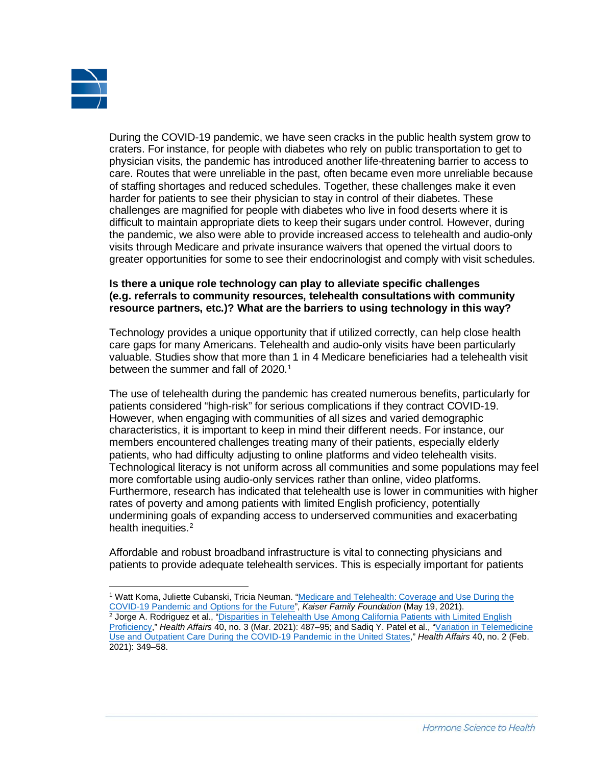During the COVID-19 pandemic, we have seen cracks in the public health system grow to craters. For instance, for people with diabetes who rely on public transportation to get to physician visits, the pandemic has introduced another life-threatening barrier to access to care. Routes that were unreliable in the past, often became even more unreliable because of staffing shortages and reduced schedules. Together, these challenges make it even harder for patients to see their physician to stay in control of their diabetes. These challenges are magnified for people with diabetes who live in food deserts where it is difficult to maintain appropriate diets to keep their sugars under control. However, during the pandemic, we also were able to provide increased access to telehealth and audio-only visits through Medicare and private insurance waivers that opened the virtual doors to greater opportunities for some to see their endocrinologist and comply with visit schedules.

**Is there a unique role technology can play to alleviate specific challenges (e.g. referrals to community resources, telehealth consultations with community resource partners, etc.)? What are the barriers to using technology in this way?**

Technology provides a unique opportunity that if utilized correctly, can help close health care gaps for many Americans. Telehealth and audio-only visits have been particularly valuable. Studies show that more than 1 in 4 Medicare beneficiaries had a telehealth visit between the summer and fall of 2020.[1]

The use of telehealth during the pandemic has created numerous benefits, particularly for patients considered "high-risk" for serious complications if they contract COVID-19. However, when engaging with communities of all sizes and varied demographic characteristics, it is important to keep in mind their different needs. For instance, our members encountered challenges treating many of their patients, especially elderly patients, who had difficulty adjusting to online platforms and video telehealth visits. Technological literacy is not uniform across all communities and some populations may feel more comfortable using audio-only services rather than online, video platforms. Furthermore, research has indicated that telehealth use is lower in communities with higher rates of poverty and among patients with limited English proficiency, potentially undermining goals of expanding access to underserved communities and exacerbating health inequities.[2]

Affordable and robust broadband infrastructure is vital to connecting physicians and patients to provide adequate telehealth services. This is especially important for patients

---

[1] Watt Koma, Juliette Cubanski, Tricia Neuman. "Medicare and Telehealth: Coverage and Use During the COVID-19 Pandemic and Options for the Future", *Kaiser Family Foundation* (May 19, 2021).

[2] Jorge A. Rodriguez et al., "Disparities in Telehealth Use Among California Patients with Limited English Proficiency," *Health Affairs* 40, no. 3 (Mar. 2021): 487–95; and Sadiq Y. Patel et al., "Variation in Telemedicine Use and Outpatient Care During the COVID-19 Pandemic in the United States," *Health Affairs* 40, no. 2 (Feb. 2021): 349–58.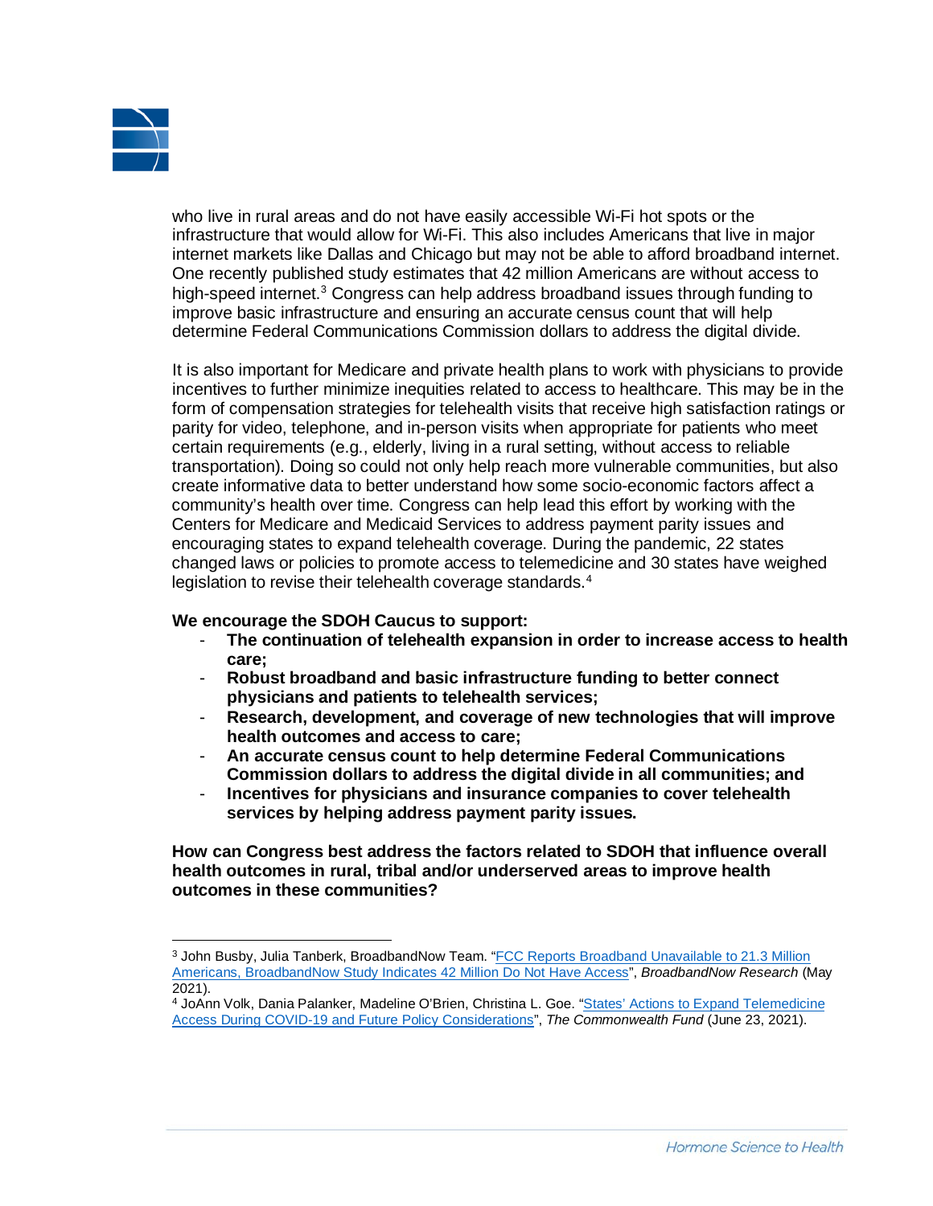who live in rural areas and do not have easily accessible Wi-Fi hot spots or the infrastructure that would allow for Wi-Fi. This also includes Americans that live in major internet markets like Dallas and Chicago but may not be able to afford broadband internet. One recently published study estimates that 42 million Americans are without access to high-speed internet.[3] Congress can help address broadband issues through funding to improve basic infrastructure and ensuring an accurate census count that will help determine Federal Communications Commission dollars to address the digital divide.

It is also important for Medicare and private health plans to work with physicians to provide incentives to further minimize inequities related to access to healthcare. This may be in the form of compensation strategies for telehealth visits that receive high satisfaction ratings or parity for video, telephone, and in-person visits when appropriate for patients who meet certain requirements (e.g., elderly, living in a rural setting, without access to reliable transportation). Doing so could not only help reach more vulnerable communities, but also create informative data to better understand how some socio-economic factors affect a community's health over time. Congress can help lead this effort by working with the Centers for Medicare and Medicaid Services to address payment parity issues and encouraging states to expand telehealth coverage. During the pandemic, 22 states changed laws or policies to promote access to telemedicine and 30 states have weighed legislation to revise their telehealth coverage standards.[4]

**We encourage the SDOH Caucus to support:**

- **The continuation of telehealth expansion in order to increase access to health care;**
- **Robust broadband and basic infrastructure funding to better connect physicians and patients to telehealth services;**
- **Research, development, and coverage of new technologies that will improve health outcomes and access to care;**
- **An accurate census count to help determine Federal Communications Commission dollars to address the digital divide in all communities; and**
- **Incentives for physicians and insurance companies to cover telehealth services by helping address payment parity issues.**

**How can Congress best address the factors related to SDOH that influence overall health outcomes in rural, tribal and/or underserved areas to improve health outcomes in these communities?**

---

[3] John Busby, Julia Tanberk, BroadbandNow Team. "FCC Reports Broadband Unavailable to 21.3 Million Americans, BroadbandNow Study Indicates 42 Million Do Not Have Access", *BroadbandNow Research* (May 2021).

[4] JoAnn Volk, Dania Palanker, Madeline O'Brien, Christina L. Goe. "States' Actions to Expand Telemedicine Access During COVID-19 and Future Policy Considerations", *The Commonwealth Fund* (June 23, 2021).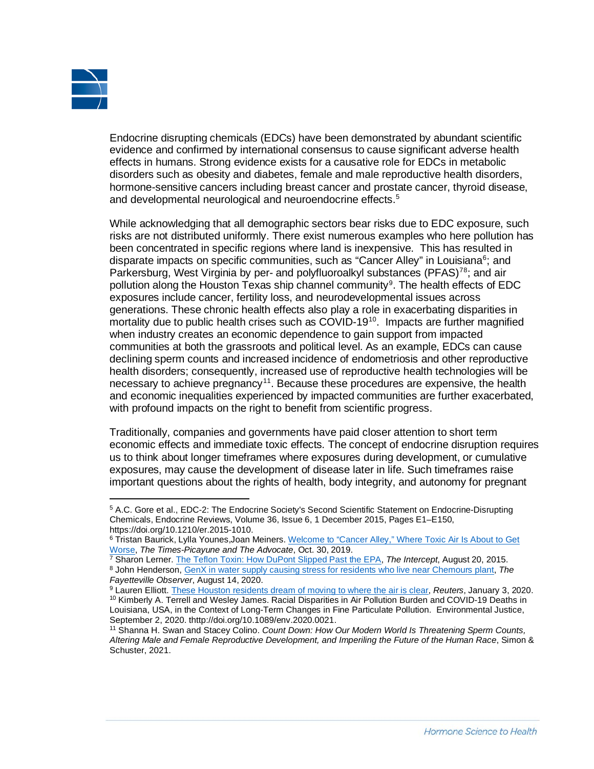Endocrine disrupting chemicals (EDCs) have been demonstrated by abundant scientific evidence and confirmed by international consensus to cause significant adverse health effects in humans. Strong evidence exists for a causative role for EDCs in metabolic disorders such as obesity and diabetes, female and male reproductive health disorders, hormone-sensitive cancers including breast cancer and prostate cancer, thyroid disease, and developmental neurological and neuroendocrine effects.[5]

While acknowledging that all demographic sectors bear risks due to EDC exposure, such risks are not distributed uniformly. There exist numerous examples who here pollution has been concentrated in specific regions where land is inexpensive. This has resulted in disparate impacts on specific communities, such as "Cancer Alley" in Louisiana[6]; and Parkersburg, West Virginia by per- and polyfluoroalkyl substances (PFAS)[7,8]; and air pollution along the Houston Texas ship channel community[9]. The health effects of EDC exposures include cancer, fertility loss, and neurodevelopmental issues across generations. These chronic health effects also play a role in exacerbating disparities in mortality due to public health crises such as COVID-19[10]. Impacts are further magnified when industry creates an economic dependence to gain support from impacted communities at both the grassroots and political level. As an example, EDCs can cause declining sperm counts and increased incidence of endometriosis and other reproductive health disorders; consequently, increased use of reproductive health technologies will be necessary to achieve pregnancy[11]. Because these procedures are expensive, the health and economic inequalities experienced by impacted communities are further exacerbated, with profound impacts on the right to benefit from scientific progress.

Traditionally, companies and governments have paid closer attention to short term economic effects and immediate toxic effects. The concept of endocrine disruption requires us to think about longer timeframes where exposures during development, or cumulative exposures, may cause the development of disease later in life. Such timeframes raise important questions about the rights of health, body integrity, and autonomy for pregnant

---

[5] A.C. Gore et al., EDC-2: The Endocrine Society's Second Scientific Statement on Endocrine-Disrupting Chemicals, Endocrine Reviews, Volume 36, Issue 6, 1 December 2015, Pages E1–E150, https://doi.org/10.1210/er.2015-1010.

[6] Tristan Baurick, Lylla Younes,Joan Meiners. Welcome to "Cancer Alley," Where Toxic Air Is About to Get Worse, *The Times-Picayune and The Advocate*, Oct. 30, 2019.

[7] Sharon Lerner. The Teflon Toxin: How DuPont Slipped Past the EPA, *The Intercept*, August 20, 2015.

[8] John Henderson, GenX in water supply causing stress for residents who live near Chemours plant, *The Fayetteville Observer*, August 14, 2020.

[9] Lauren Elliott. These Houston residents dream of moving to where the air is clear, *Reuters*, January 3, 2020.

[10] Kimberly A. Terrell and Wesley James. Racial Disparities in Air Pollution Burden and COVID-19 Deaths in Louisiana, USA, in the Context of Long-Term Changes in Fine Particulate Pollution. Environmental Justice, September 2, 2020. thttp://doi.org/10.1089/env.2020.0021.

[11] Shanna H. Swan and Stacey Colino. *Count Down: How Our Modern World Is Threatening Sperm Counts, Altering Male and Female Reproductive Development, and Imperiling the Future of the Human Race*, Simon & Schuster, 2021.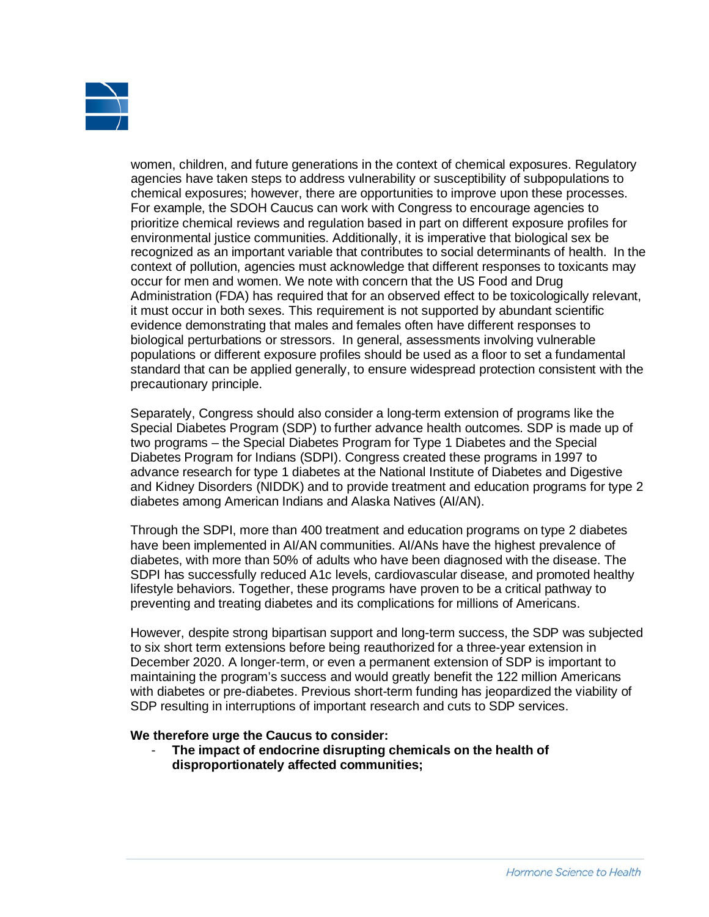women, children, and future generations in the context of chemical exposures. Regulatory agencies have taken steps to address vulnerability or susceptibility of subpopulations to chemical exposures; however, there are opportunities to improve upon these processes. For example, the SDOH Caucus can work with Congress to encourage agencies to prioritize chemical reviews and regulation based in part on different exposure profiles for environmental justice communities. Additionally, it is imperative that biological sex be recognized as an important variable that contributes to social determinants of health. In the context of pollution, agencies must acknowledge that different responses to toxicants may occur for men and women. We note with concern that the US Food and Drug Administration (FDA) has required that for an observed effect to be toxicologically relevant, it must occur in both sexes. This requirement is not supported by abundant scientific evidence demonstrating that males and females often have different responses to biological perturbations or stressors. In general, assessments involving vulnerable populations or different exposure profiles should be used as a floor to set a fundamental standard that can be applied generally, to ensure widespread protection consistent with the precautionary principle.

Separately, Congress should also consider a long-term extension of programs like the Special Diabetes Program (SDP) to further advance health outcomes. SDP is made up of two programs – the Special Diabetes Program for Type 1 Diabetes and the Special Diabetes Program for Indians (SDPI). Congress created these programs in 1997 to advance research for type 1 diabetes at the National Institute of Diabetes and Digestive and Kidney Disorders (NIDDK) and to provide treatment and education programs for type 2 diabetes among American Indians and Alaska Natives (AI/AN).

Through the SDPI, more than 400 treatment and education programs on type 2 diabetes have been implemented in AI/AN communities. AI/ANs have the highest prevalence of diabetes, with more than 50% of adults who have been diagnosed with the disease. The SDPI has successfully reduced A1c levels, cardiovascular disease, and promoted healthy lifestyle behaviors. Together, these programs have proven to be a critical pathway to preventing and treating diabetes and its complications for millions of Americans.

However, despite strong bipartisan support and long-term success, the SDP was subjected to six short term extensions before being reauthorized for a three-year extension in December 2020. A longer-term, or even a permanent extension of SDP is important to maintaining the program's success and would greatly benefit the 122 million Americans with diabetes or pre-diabetes. Previous short-term funding has jeopardized the viability of SDP resulting in interruptions of important research and cuts to SDP services.

**We therefore urge the Caucus to consider:**

- **The impact of endocrine disrupting chemicals on the health of disproportionately affected communities;**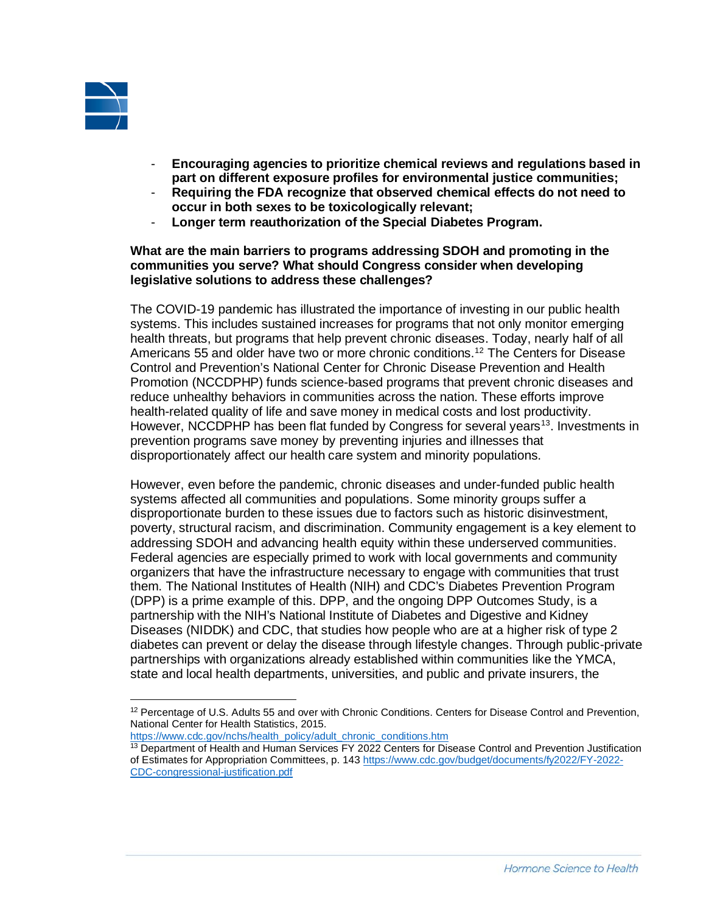- **Encouraging agencies to prioritize chemical reviews and regulations based in part on different exposure profiles for environmental justice communities;**
- **Requiring the FDA recognize that observed chemical effects do not need to occur in both sexes to be toxicologically relevant;**
- **Longer term reauthorization of the Special Diabetes Program.**

**What are the main barriers to programs addressing SDOH and promoting in the communities you serve? What should Congress consider when developing legislative solutions to address these challenges?**

The COVID-19 pandemic has illustrated the importance of investing in our public health systems. This includes sustained increases for programs that not only monitor emerging health threats, but programs that help prevent chronic diseases. Today, nearly half of all Americans 55 and older have two or more chronic conditions.[12] The Centers for Disease Control and Prevention's National Center for Chronic Disease Prevention and Health Promotion (NCCDPHP) funds science-based programs that prevent chronic diseases and reduce unhealthy behaviors in communities across the nation. These efforts improve health-related quality of life and save money in medical costs and lost productivity. However, NCCDPHP has been flat funded by Congress for several years[13]. Investments in prevention programs save money by preventing injuries and illnesses that disproportionately affect our health care system and minority populations.

However, even before the pandemic, chronic diseases and under-funded public health systems affected all communities and populations. Some minority groups suffer a disproportionate burden to these issues due to factors such as historic disinvestment, poverty, structural racism, and discrimination. Community engagement is a key element to addressing SDOH and advancing health equity within these underserved communities. Federal agencies are especially primed to work with local governments and community organizers that have the infrastructure necessary to engage with communities that trust them. The National Institutes of Health (NIH) and CDC's Diabetes Prevention Program (DPP) is a prime example of this. DPP, and the ongoing DPP Outcomes Study, is a partnership with the NIH's National Institute of Diabetes and Digestive and Kidney Diseases (NIDDK) and CDC, that studies how people who are at a higher risk of type 2 diabetes can prevent or delay the disease through lifestyle changes. Through public-private partnerships with organizations already established within communities like the YMCA, state and local health departments, universities, and public and private insurers, the

---

[12] Percentage of U.S. Adults 55 and over with Chronic Conditions. Centers for Disease Control and Prevention, National Center for Health Statistics, 2015. https://www.cdc.gov/nchs/health_policy/adult_chronic_conditions.htm

[13] Department of Health and Human Services FY 2022 Centers for Disease Control and Prevention Justification of Estimates for Appropriation Committees, p. 143 https://www.cdc.gov/budget/documents/fy2022/FY-2022-CDC-congressional-justification.pdf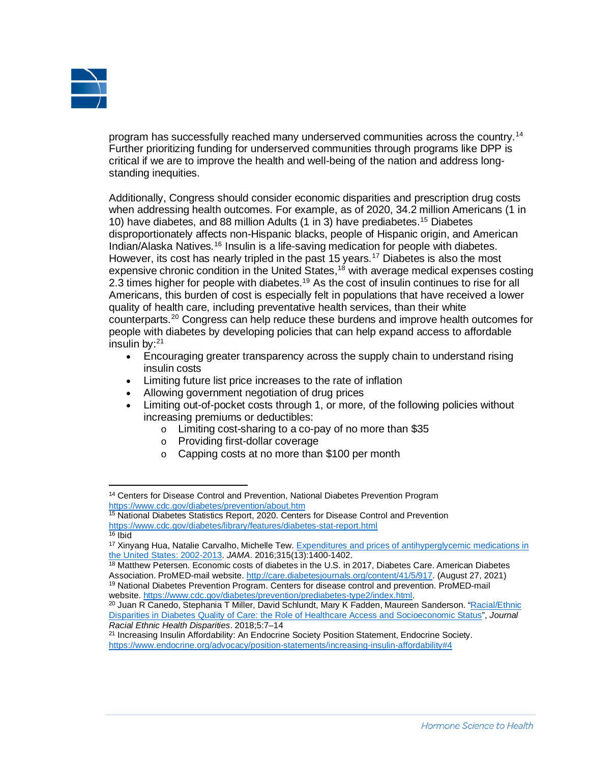program has successfully reached many underserved communities across the country.[14] Further prioritizing funding for underserved communities through programs like DPP is critical if we are to improve the health and well-being of the nation and address long-standing inequities.

Additionally, Congress should consider economic disparities and prescription drug costs when addressing health outcomes. For example, as of 2020, 34.2 million Americans (1 in 10) have diabetes, and 88 million Adults (1 in 3) have prediabetes.[15] Diabetes disproportionately affects non-Hispanic blacks, people of Hispanic origin, and American Indian/Alaska Natives.[16] Insulin is a life-saving medication for people with diabetes. However, its cost has nearly tripled in the past 15 years.[17] Diabetes is also the most expensive chronic condition in the United States,[18] with average medical expenses costing 2.3 times higher for people with diabetes.[19] As the cost of insulin continues to rise for all Americans, this burden of cost is especially felt in populations that have received a lower quality of health care, including preventative health services, than their white counterparts.[20] Congress can help reduce these burdens and improve health outcomes for people with diabetes by developing policies that can help expand access to affordable insulin by:[21]

- Encouraging greater transparency across the supply chain to understand rising insulin costs
- Limiting future list price increases to the rate of inflation
- Allowing government negotiation of drug prices
- Limiting out-of-pocket costs through 1, or more, of the following policies without increasing premiums or deductibles:
  - Limiting cost-sharing to a co-pay of no more than $35
  - Providing first-dollar coverage
  - Capping costs at no more than $100 per month

---

[14] Centers for Disease Control and Prevention, National Diabetes Prevention Program https://www.cdc.gov/diabetes/prevention/about.htm

[15] National Diabetes Statistics Report, 2020. Centers for Disease Control and Prevention https://www.cdc.gov/diabetes/library/features/diabetes-stat-report.html

[16] Ibid

[17] Xinyang Hua, Natalie Carvalho, Michelle Tew. Expenditures and prices of antihyperglycemic medications in the United States: 2002-2013. *JAMA*. 2016;315(13):1400-1402.

[18] Matthew Petersen. Economic costs of diabetes in the U.S. in 2017, Diabetes Care. American Diabetes Association. ProMED-mail website. http://care.diabetesjournals.org/content/41/5/917. (August 27, 2021)

[19] National Diabetes Prevention Program. Centers for disease control and prevention. ProMED-mail website. https://www.cdc.gov/diabetes/prevention/prediabetes-type2/index.html.

[20] Juan R Canedo, Stephania T Miller, David Schlundt, Mary K Fadden, Maureen Sanderson. "Racial/Ethnic Disparities in Diabetes Quality of Care: the Role of Healthcare Access and Socioeconomic Status", *Journal Racial Ethnic Health Disparities*. 2018;5:7–14

[21] Increasing Insulin Affordability: An Endocrine Society Position Statement, Endocrine Society. https://www.endocrine.org/advocacy/position-statements/increasing-insulin-affordability#4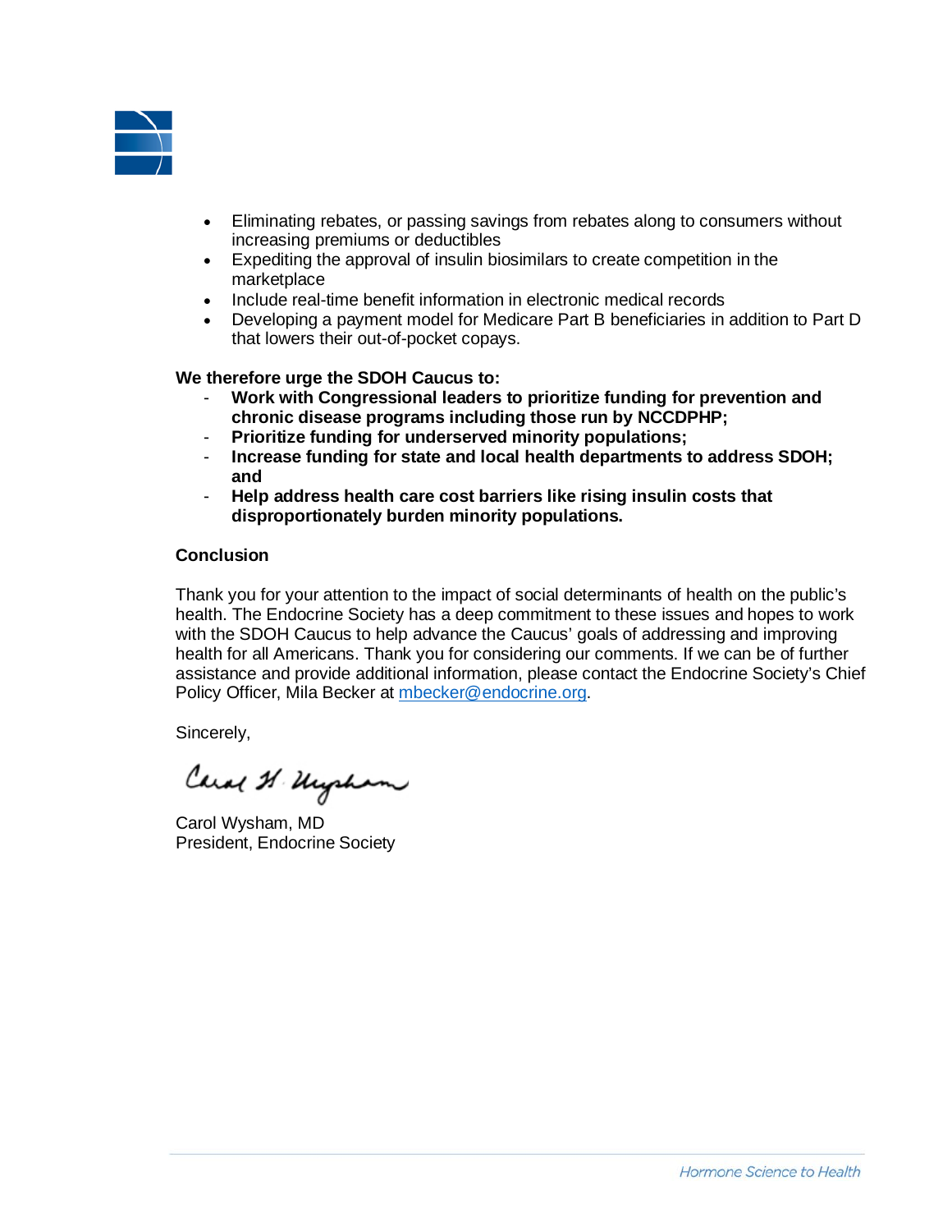- Eliminating rebates, or passing savings from rebates along to consumers without increasing premiums or deductibles
- Expediting the approval of insulin biosimilars to create competition in the marketplace
- Include real-time benefit information in electronic medical records
- Developing a payment model for Medicare Part B beneficiaries in addition to Part D that lowers their out-of-pocket copays.

**We therefore urge the SDOH Caucus to:**

- **Work with Congressional leaders to prioritize funding for prevention and chronic disease programs including those run by NCCDPHP;**
- **Prioritize funding for underserved minority populations;**
- **Increase funding for state and local health departments to address SDOH; and**
- **Help address health care cost barriers like rising insulin costs that disproportionately burden minority populations.**

**Conclusion**

Thank you for your attention to the impact of social determinants of health on the public's health. The Endocrine Society has a deep commitment to these issues and hopes to work with the SDOH Caucus to help advance the Caucus' goals of addressing and improving health for all Americans. Thank you for considering our comments. If we can be of further assistance and provide additional information, please contact the Endocrine Society's Chief Policy Officer, Mila Becker at mbecker@endocrine.org.

Sincerely,

Carol H. Wysham

Carol Wysham, MD
President, Endocrine Society